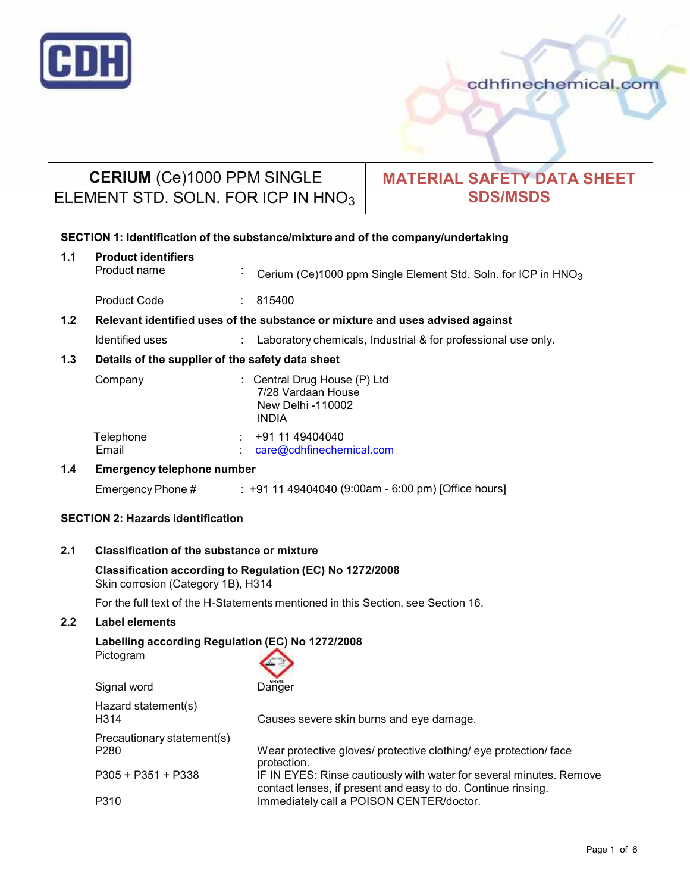# CERIUM (Ce)1000 PPM SINGLE ELEMENT STD. SOLN. FOR ICP IN $HNO_3$

# MATERIAL SAFETY DATA SHEET SDS/MSDS

## SECTION 1: Identification of the substance/mixture and of the company/undertaking

### 1.1 Product identifiers

| | | |
|---|---|---|
| Product name | : | Cerium (Ce)1000 ppm Single Element Std. Soln. for ICP in $HNO_3$ |
| Product Code | : | 815400 |

### 1.2 Relevant identified uses of the substance or mixture and uses advised against

| | | |
|---|---|---|
| Identified uses | : | Laboratory chemicals, Industrial & for professional use only. |

### 1.3 Details of the supplier of the safety data sheet

| | | |
|---|---|---|
| Company | : | Central Drug House (P) Ltd<br>7/28 Vardaan House<br>New Delhi -110002<br>INDIA |
| Telephone | : | +91 11 49404040 |
| Email | : | care@cdhfinechemical.com |

### 1.4 Emergency telephone number

| | | |
|---|---|---|
| Emergency Phone # | : | +91 11 49404040 (9:00am - 6:00 pm) [Office hours] |

## SECTION 2: Hazards identification

### 2.1 Classification of the substance or mixture

**Classification according to Regulation (EC) No 1272/2008**
Skin corrosion (Category 1B), H314

For the full text of the H-Statements mentioned in this Section, see Section 16.

### 2.2 Label elements

**Labelling according Regulation (EC) No 1272/2008**

| | |
|---|---|
| Pictogram | GHS05 |
| Signal word | Danger |
| **Hazard statement(s)** | |
| H314 | Causes severe skin burns and eye damage. |
| **Precautionary statement(s)** | |
| P280 | Wear protective gloves/ protective clothing/ eye protection/ face protection. |
| P305 + P351 + P338 | IF IN EYES: Rinse cautiously with water for several minutes. Remove contact lenses, if present and easy to do. Continue rinsing. |
| P310 | Immediately call a POISON CENTER/doctor. |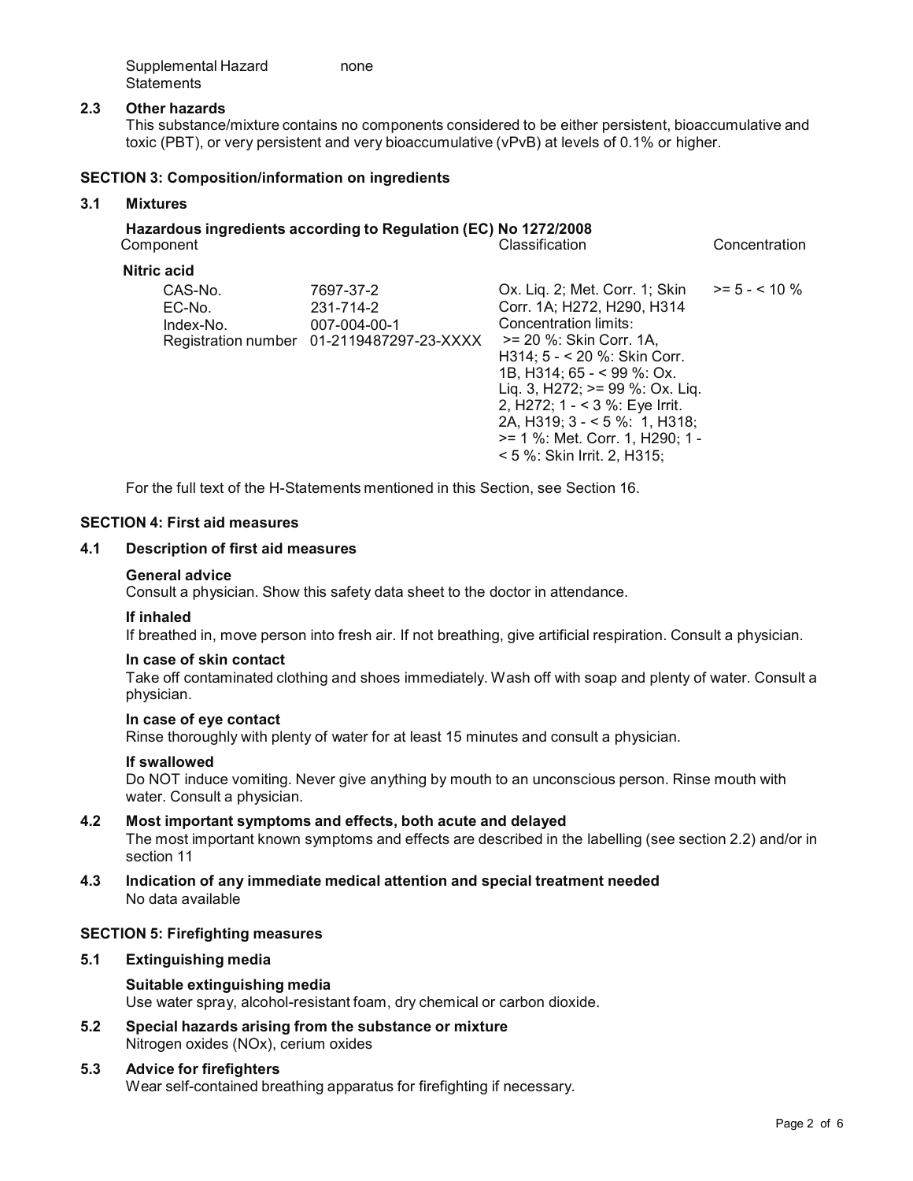Supplemental Hazard Statements: none

### 2.3 Other hazards

This substance/mixture contains no components considered to be either persistent, bioaccumulative and toxic (PBT), or very persistent and very bioaccumulative (vPvB) at levels of 0.1% or higher.

## SECTION 3: Composition/information on ingredients

### 3.1 Mixtures

**Hazardous ingredients according to Regulation (EC) No 1272/2008**

| Component | | Classification | Concentration |
|---|---|---|---|
| **Nitric acid** | | | |
| CAS-No.<br>EC-No.<br>Index-No.<br>Registration number | 7697-37-2<br>231-714-2<br>007-004-00-1<br>01-2119487297-23-XXXX | Ox. Liq. 2; Met. Corr. 1; Skin Corr. 1A; H272, H290, H314<br>Concentration limits:<br>>= 20 %: Skin Corr. 1A, H314; 5 - < 20 %: Skin Corr. 1B, H314; 65 - < 99 %: Ox. Liq. 3, H272; >= 99 %: Ox. Liq. 2, H272; 1 - < 3 %: Eye Irrit. 2A, H319; 3 - < 5 %: 1, H318; >= 1 %: Met. Corr. 1, H290; 1 - < 5 %: Skin Irrit. 2, H315; | >= 5 - < 10 % |

For the full text of the H-Statements mentioned in this Section, see Section 16.

## SECTION 4: First aid measures

### 4.1 Description of first aid measures

**General advice**

Consult a physician. Show this safety data sheet to the doctor in attendance.

**If inhaled**

If breathed in, move person into fresh air. If not breathing, give artificial respiration. Consult a physician.

**In case of skin contact**

Take off contaminated clothing and shoes immediately. Wash off with soap and plenty of water. Consult a physician.

**In case of eye contact**

Rinse thoroughly with plenty of water for at least 15 minutes and consult a physician.

**If swallowed**

Do NOT induce vomiting. Never give anything by mouth to an unconscious person. Rinse mouth with water. Consult a physician.

### 4.2 Most important symptoms and effects, both acute and delayed

The most important known symptoms and effects are described in the labelling (see section 2.2) and/or in section 11

### 4.3 Indication of any immediate medical attention and special treatment needed

No data available

## SECTION 5: Firefighting measures

### 5.1 Extinguishing media

**Suitable extinguishing media**

Use water spray, alcohol-resistant foam, dry chemical or carbon dioxide.

### 5.2 Special hazards arising from the substance or mixture

Nitrogen oxides (NOx), cerium oxides

### 5.3 Advice for firefighters

Wear self-contained breathing apparatus for firefighting if necessary.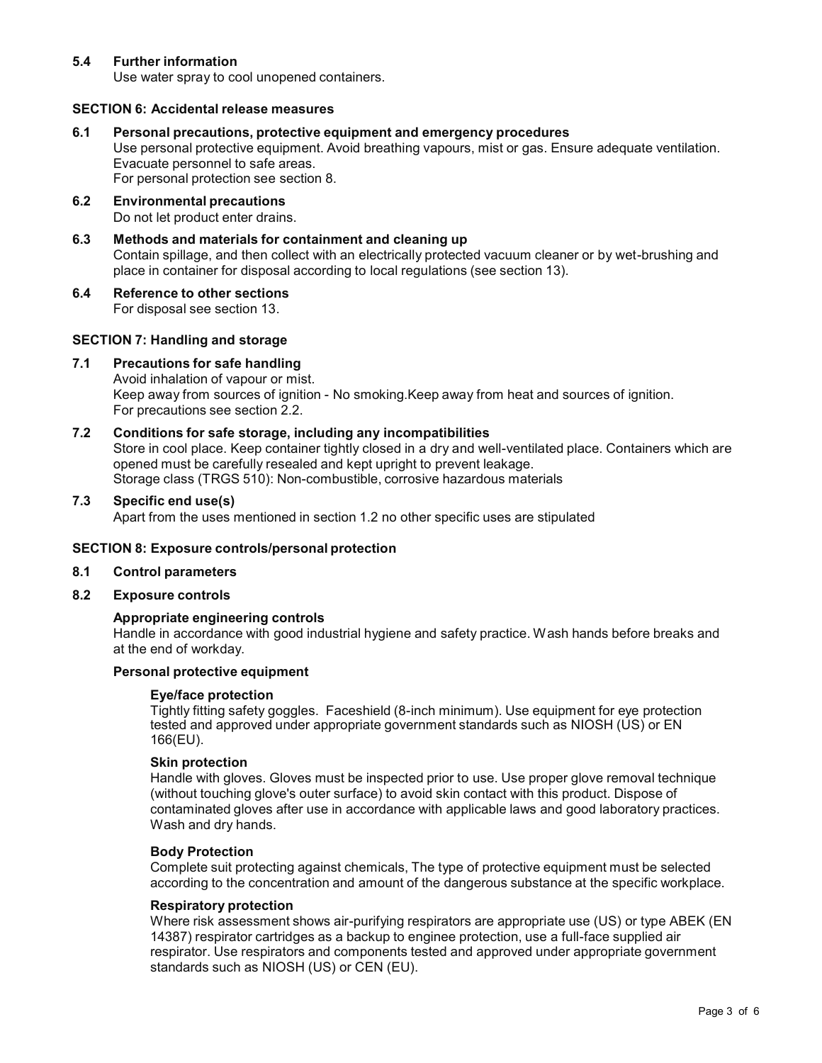### 5.4 Further information

Use water spray to cool unopened containers.

## SECTION 6: Accidental release measures

### 6.1 Personal precautions, protective equipment and emergency procedures

Use personal protective equipment. Avoid breathing vapours, mist or gas. Ensure adequate ventilation. Evacuate personnel to safe areas.
For personal protection see section 8.

### 6.2 Environmental precautions

Do not let product enter drains.

### 6.3 Methods and materials for containment and cleaning up

Contain spillage, and then collect with an electrically protected vacuum cleaner or by wet-brushing and place in container for disposal according to local regulations (see section 13).

### 6.4 Reference to other sections

For disposal see section 13.

## SECTION 7: Handling and storage

### 7.1 Precautions for safe handling

Avoid inhalation of vapour or mist.
Keep away from sources of ignition - No smoking.Keep away from heat and sources of ignition.
For precautions see section 2.2.

### 7.2 Conditions for safe storage, including any incompatibilities

Store in cool place. Keep container tightly closed in a dry and well-ventilated place. Containers which are opened must be carefully resealed and kept upright to prevent leakage.
Storage class (TRGS 510): Non-combustible, corrosive hazardous materials

### 7.3 Specific end use(s)

Apart from the uses mentioned in section 1.2 no other specific uses are stipulated

## SECTION 8: Exposure controls/personal protection

### 8.1 Control parameters

### 8.2 Exposure controls

**Appropriate engineering controls**

Handle in accordance with good industrial hygiene and safety practice. Wash hands before breaks and at the end of workday.

**Personal protective equipment**

**Eye/face protection**

Tightly fitting safety goggles. Faceshield (8-inch minimum). Use equipment for eye protection tested and approved under appropriate government standards such as NIOSH (US) or EN 166(EU).

**Skin protection**

Handle with gloves. Gloves must be inspected prior to use. Use proper glove removal technique (without touching glove's outer surface) to avoid skin contact with this product. Dispose of contaminated gloves after use in accordance with applicable laws and good laboratory practices. Wash and dry hands.

**Body Protection**

Complete suit protecting against chemicals, The type of protective equipment must be selected according to the concentration and amount of the dangerous substance at the specific workplace.

**Respiratory protection**

Where risk assessment shows air-purifying respirators are appropriate use (US) or type ABEK (EN 14387) respirator cartridges as a backup to enginee protection, use a full-face supplied air respirator. Use respirators and components tested and approved under appropriate government standards such as NIOSH (US) or CEN (EU).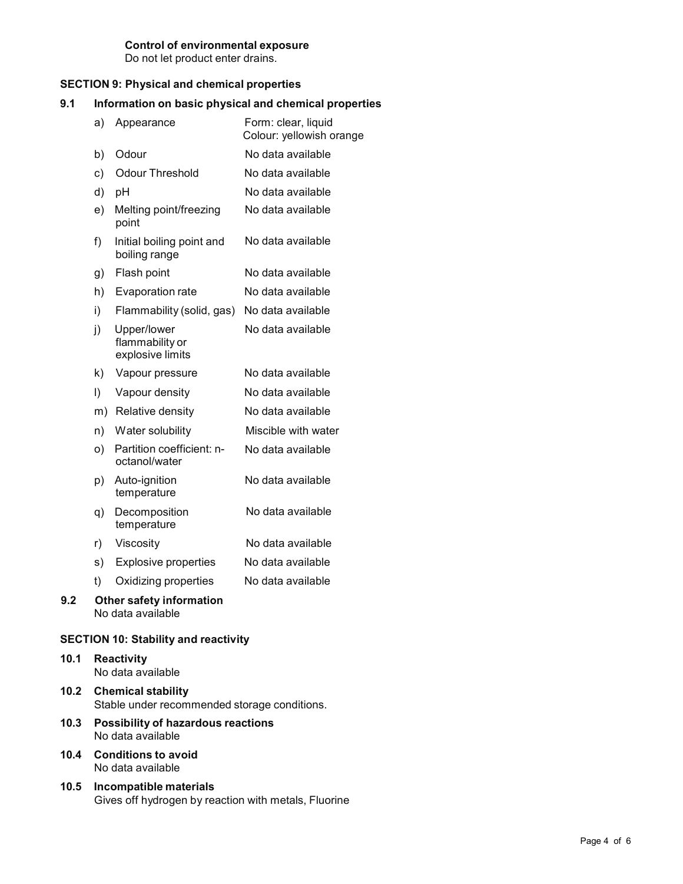**Control of environmental exposure**
Do not let product enter drains.

## SECTION 9: Physical and chemical properties

### 9.1 Information on basic physical and chemical properties

| | | |
|---|---|---|
| a) | Appearance | Form: clear, liquid<br>Colour: yellowish orange |
| b) | Odour | No data available |
| c) | Odour Threshold | No data available |
| d) | pH | No data available |
| e) | Melting point/freezing point | No data available |
| f) | Initial boiling point and boiling range | No data available |
| g) | Flash point | No data available |
| h) | Evaporation rate | No data available |
| i) | Flammability (solid, gas) | No data available |
| j) | Upper/lower flammability or explosive limits | No data available |
| k) | Vapour pressure | No data available |
| l) | Vapour density | No data available |
| m) | Relative density | No data available |
| n) | Water solubility | Miscible with water |
| o) | Partition coefficient: n-octanol/water | No data available |
| p) | Auto-ignition temperature | No data available |
| q) | Decomposition temperature | No data available |
| r) | Viscosity | No data available |
| s) | Explosive properties | No data available |
| t) | Oxidizing properties | No data available |

### 9.2 Other safety information

No data available

## SECTION 10: Stability and reactivity

### 10.1 Reactivity

No data available

### 10.2 Chemical stability

Stable under recommended storage conditions.

### 10.3 Possibility of hazardous reactions

No data available

### 10.4 Conditions to avoid

No data available

### 10.5 Incompatible materials

Gives off hydrogen by reaction with metals, Fluorine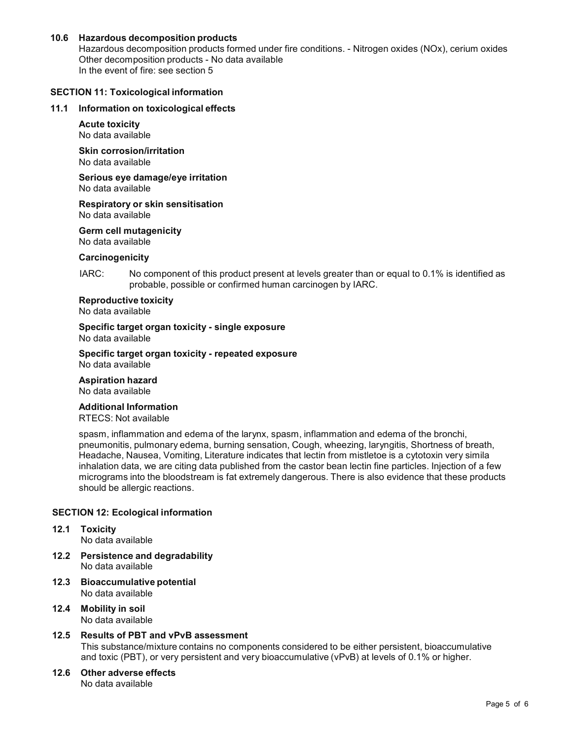### 10.6 Hazardous decomposition products

Hazardous decomposition products formed under fire conditions. - Nitrogen oxides (NOx), cerium oxides
Other decomposition products - No data available
In the event of fire: see section 5

## SECTION 11: Toxicological information

### 11.1 Information on toxicological effects

**Acute toxicity**
No data available

**Skin corrosion/irritation**
No data available

**Serious eye damage/eye irritation**
No data available

**Respiratory or skin sensitisation**
No data available

**Germ cell mutagenicity**
No data available

**Carcinogenicity**

IARC: No component of this product present at levels greater than or equal to 0.1% is identified as probable, possible or confirmed human carcinogen by IARC.

**Reproductive toxicity**
No data available

**Specific target organ toxicity - single exposure**
No data available

**Specific target organ toxicity - repeated exposure**
No data available

**Aspiration hazard**
No data available

**Additional Information**
RTECS: Not available

spasm, inflammation and edema of the larynx, spasm, inflammation and edema of the bronchi, pneumonitis, pulmonary edema, burning sensation, Cough, wheezing, laryngitis, Shortness of breath, Headache, Nausea, Vomiting, Literature indicates that lectin from mistletoe is a cytotoxin very simila inhalation data, we are citing data published from the castor bean lectin fine particles. Injection of a few micrograms into the bloodstream is fat extremely dangerous. There is also evidence that these products should be allergic reactions.

## SECTION 12: Ecological information

### 12.1 Toxicity
No data available

### 12.2 Persistence and degradability
No data available

### 12.3 Bioaccumulative potential
No data available

### 12.4 Mobility in soil
No data available

### 12.5 Results of PBT and vPvB assessment
This substance/mixture contains no components considered to be either persistent, bioaccumulative and toxic (PBT), or very persistent and very bioaccumulative (vPvB) at levels of 0.1% or higher.

### 12.6 Other adverse effects
No data available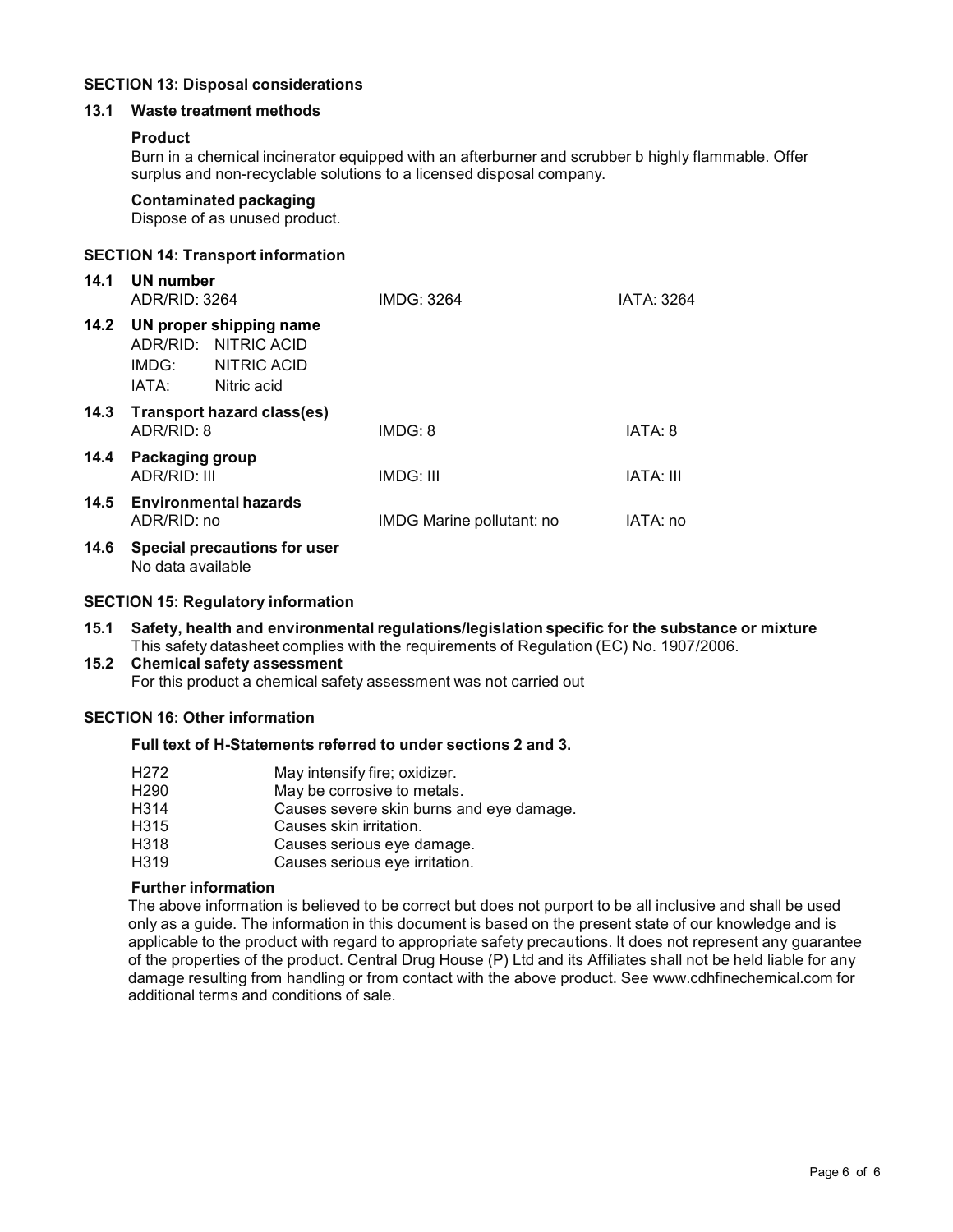## SECTION 13: Disposal considerations

### 13.1 Waste treatment methods

**Product**

Burn in a chemical incinerator equipped with an afterburner and scrubber b highly flammable. Offer surplus and non-recyclable solutions to a licensed disposal company.

**Contaminated packaging**

Dispose of as unused product.

## SECTION 14: Transport information

**14.1 UN number**

| | | |
|---|---|---|
| ADR/RID: 3264 | IMDG: 3264 | IATA: 3264 |

**14.2 UN proper shipping name**

| | |
|---|---|
| ADR/RID: | NITRIC ACID |
| IMDG: | NITRIC ACID |
| IATA: | Nitric acid |

**14.3 Transport hazard class(es)**

| | | |
|---|---|---|
| ADR/RID: 8 | IMDG: 8 | IATA: 8 |

**14.4 Packaging group**

| | | |
|---|---|---|
| ADR/RID: III | IMDG: III | IATA: III |

**14.5 Environmental hazards**

| | | |
|---|---|---|
| ADR/RID: no | IMDG Marine pollutant: no | IATA: no |

**14.6 Special precautions for user**

No data available

## SECTION 15: Regulatory information

**15.1 Safety, health and environmental regulations/legislation specific for the substance or mixture**

This safety datasheet complies with the requirements of Regulation (EC) No. 1907/2006.

**15.2 Chemical safety assessment**

For this product a chemical safety assessment was not carried out

## SECTION 16: Other information

**Full text of H-Statements referred to under sections 2 and 3.**

| | |
|---|---|
| H272 | May intensify fire; oxidizer. |
| H290 | May be corrosive to metals. |
| H314 | Causes severe skin burns and eye damage. |
| H315 | Causes skin irritation. |
| H318 | Causes serious eye damage. |
| H319 | Causes serious eye irritation. |

**Further information**

The above information is believed to be correct but does not purport to be all inclusive and shall be used only as a guide. The information in this document is based on the present state of our knowledge and is applicable to the product with regard to appropriate safety precautions. It does not represent any guarantee of the properties of the product. Central Drug House (P) Ltd and its Affiliates shall not be held liable for any damage resulting from handling or from contact with the above product. See www.cdhfinechemical.com for additional terms and conditions of sale.